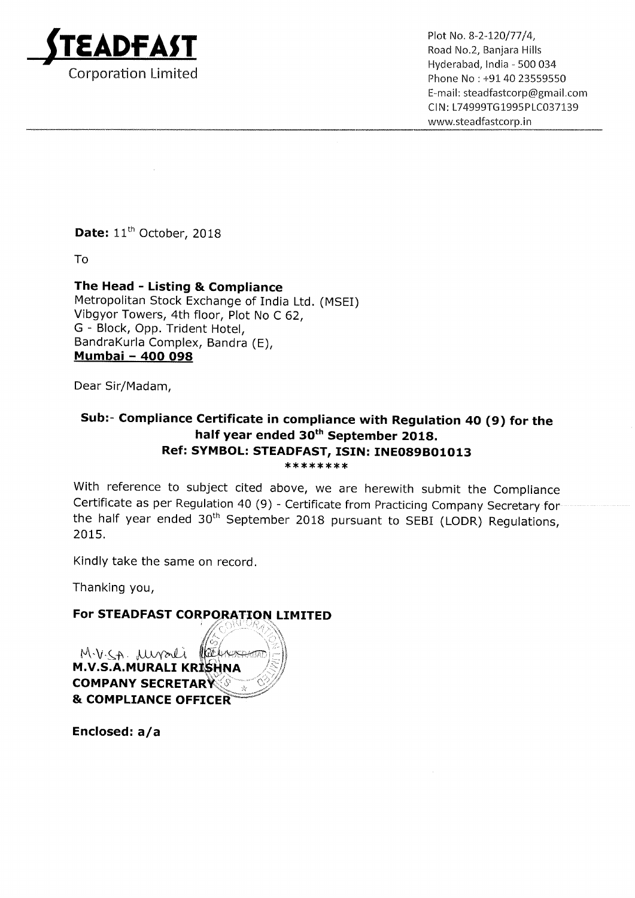**STEADFAST**
Corporation Limited

Plot No. 8-2-120/77/4,
Road No.2, Banjara Hills
Hyderabad, India - 500 034
Phone No : +91 40 23559550
E-mail: steadfastcorp@gmail.com
CIN: L74999TG1995PLC037139
www.steadfastcorp.in

**Date:** 11th October, 2018

To

**The Head - Listing & Compliance**
Metropolitan Stock Exchange of India Ltd. (MSEI)
Vibgyor Towers, 4th floor, Plot No C 62,
G - Block, Opp. Trident Hotel,
BandraKurla Complex, Bandra (E),
**Mumbai – 400 098**

Dear Sir/Madam,

**Sub:- Compliance Certificate in compliance with Regulation 40 (9) for the half year ended 30th September 2018.**
**Ref: SYMBOL: STEADFAST, ISIN: INE089B01013**

********

With reference to subject cited above, we are herewith submit the Compliance Certificate as per Regulation 40 (9) - Certificate from Practicing Company Secretary for the half year ended 30th September 2018 pursuant to SEBI (LODR) Regulations, 2015.

Kindly take the same on record.

Thanking you,

**For STEADFAST CORPORATION LIMITED**

M.V.S.A. Murali

**M.V.S.A.MURALI KRISHNA**
**COMPANY SECRETARY**
**& COMPLIANCE OFFICER**

**Enclosed: a/a**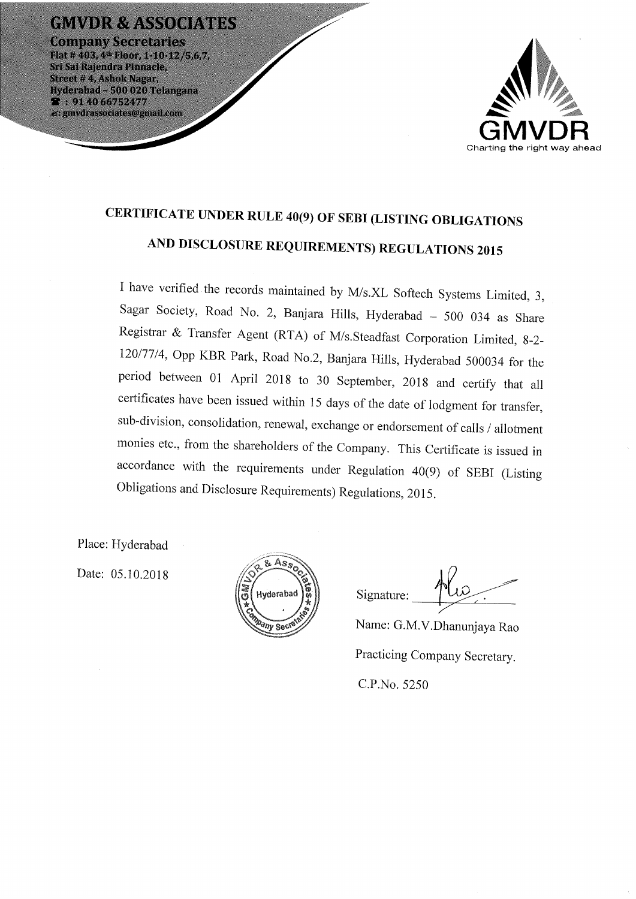**GMVDR & ASSOCIATES**

**Company Secretaries**

Flat # 403, 4th Floor, 1-10-12/5,6,7,
Sri Sai Rajendra Pinnacle,
Street # 4, Ashok Nagar,
Hyderabad – 500 020 Telangana
☎ : 91 40 66752477
✉: gmvdrassociates@gmail.com

GMVDR
Charting the right way ahead

## CERTIFICATE UNDER RULE 40(9) OF SEBI (LISTING OBLIGATIONS AND DISCLOSURE REQUIREMENTS) REGULATIONS 2015

I have verified the records maintained by M/s.XL Softech Systems Limited, 3, Sagar Society, Road No. 2, Banjara Hills, Hyderabad – 500 034 as Share Registrar & Transfer Agent (RTA) of M/s.Steadfast Corporation Limited, 8-2-120/77/4, Opp KBR Park, Road No.2, Banjara Hills, Hyderabad 500034 for the period between 01 April 2018 to 30 September, 2018 and certify that all certificates have been issued within 15 days of the date of lodgment for transfer, sub-division, consolidation, renewal, exchange or endorsement of calls / allotment monies etc., from the shareholders of the Company. This Certificate is issued in accordance with the requirements under Regulation 40(9) of SEBI (Listing Obligations and Disclosure Requirements) Regulations, 2015.

Place: Hyderabad

Date: 05.10.2018

Signature:

Name: G.M.V.Dhanunjaya Rao

Practicing Company Secretary.

C.P.No. 5250